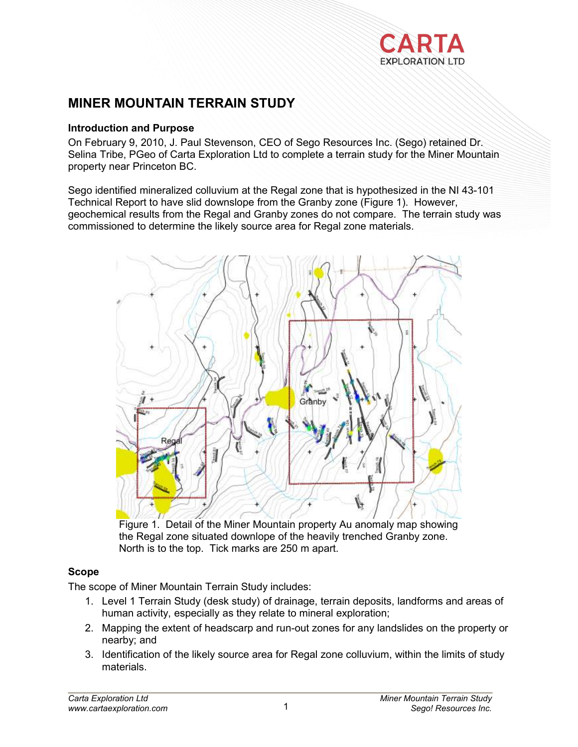# MINER MOUNTAIN TERRAIN STUDY

### Introduction and Purpose

On February 9, 2010, J. Paul Stevenson, CEO of Sego Resources Inc. (Sego) retained Dr. Selina Tribe, PGeo of Carta Exploration Ltd to complete a terrain study for the Miner Mountain property near Princeton BC.

Sego identified mineralized colluvium at the Regal zone that is hypothesized in the NI 43-101 Technical Report to have slid downslope from the Granby zone (Figure 1). However, geochemical results from the Regal and Granby zones do not compare. The terrain study was commissioned to determine the likely source area for Regal zone materials.

Figure 1. Detail of the Miner Mountain property Au anomaly map showing the Regal zone situated downlope of the heavily trenched Granby zone. North is to the top. Tick marks are 250 m apart.

### Scope

The scope of Miner Mountain Terrain Study includes:

1. Level 1 Terrain Study (desk study) of drainage, terrain deposits, landforms and areas of human activity, especially as they relate to mineral exploration;
2. Mapping the extent of headscarp and run-out zones for any landslides on the property or nearby; and
3. Identification of the likely source area for Regal zone colluvium, within the limits of study materials.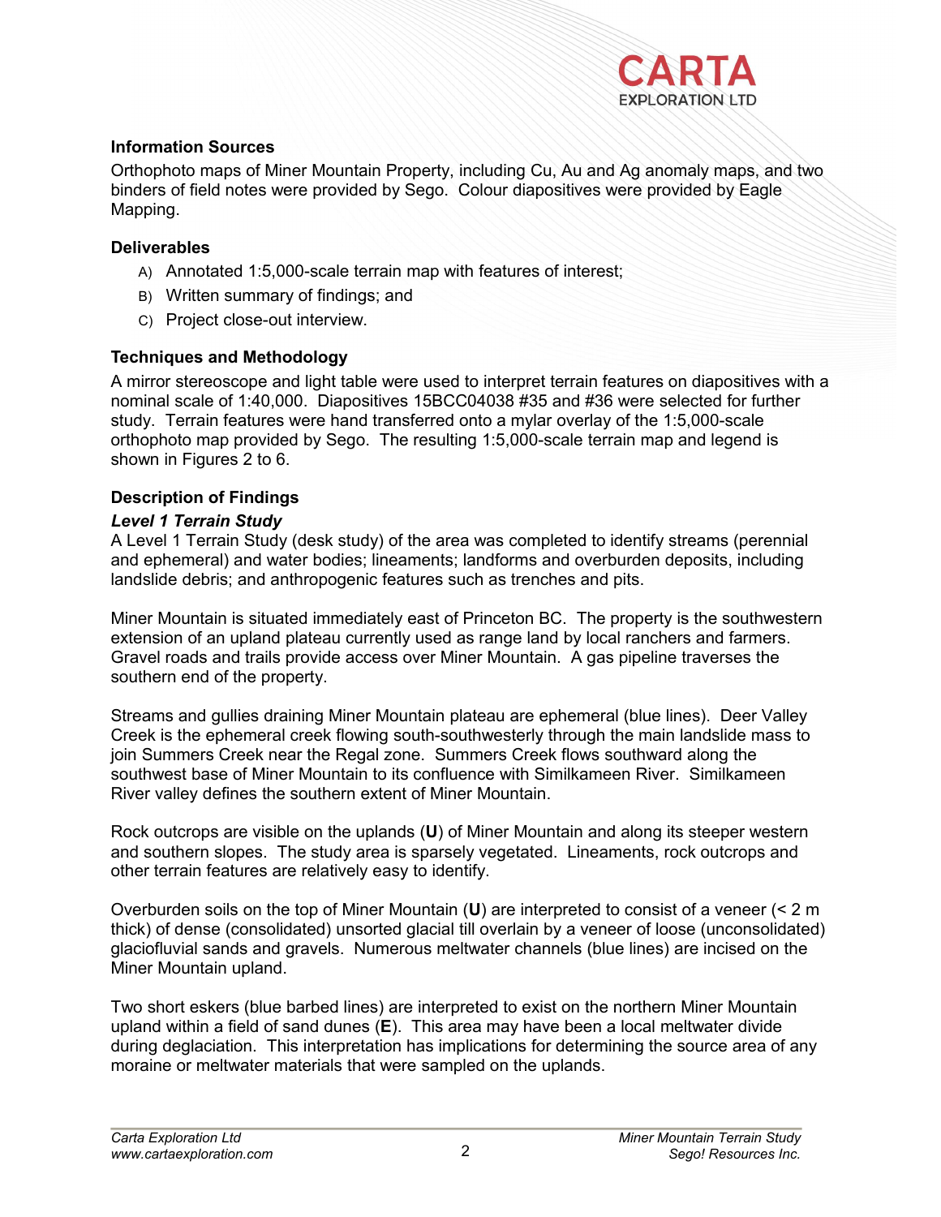### Information Sources

Orthophoto maps of Miner Mountain Property, including Cu, Au and Ag anomaly maps, and two binders of field notes were provided by Sego. Colour diapositives were provided by Eagle Mapping.

### Deliverables

A) Annotated 1:5,000-scale terrain map with features of interest;

B) Written summary of findings; and

C) Project close-out interview.

### Techniques and Methodology

A mirror stereoscope and light table were used to interpret terrain features on diapositives with a nominal scale of 1:40,000. Diapositives 15BCC04038 #35 and #36 were selected for further study. Terrain features were hand transferred onto a mylar overlay of the 1:5,000-scale orthophoto map provided by Sego. The resulting 1:5,000-scale terrain map and legend is shown in Figures 2 to 6.

### Description of Findings

#### *Level 1 Terrain Study*

A Level 1 Terrain Study (desk study) of the area was completed to identify streams (perennial and ephemeral) and water bodies; lineaments; landforms and overburden deposits, including landslide debris; and anthropogenic features such as trenches and pits.

Miner Mountain is situated immediately east of Princeton BC. The property is the southwestern extension of an upland plateau currently used as range land by local ranchers and farmers. Gravel roads and trails provide access over Miner Mountain. A gas pipeline traverses the southern end of the property.

Streams and gullies draining Miner Mountain plateau are ephemeral (blue lines). Deer Valley Creek is the ephemeral creek flowing south-southwesterly through the main landslide mass to join Summers Creek near the Regal zone. Summers Creek flows southward along the southwest base of Miner Mountain to its confluence with Similkameen River. Similkameen River valley defines the southern extent of Miner Mountain.

Rock outcrops are visible on the uplands (**U**) of Miner Mountain and along its steeper western and southern slopes. The study area is sparsely vegetated. Lineaments, rock outcrops and other terrain features are relatively easy to identify.

Overburden soils on the top of Miner Mountain (**U**) are interpreted to consist of a veneer (< 2 m thick) of dense (consolidated) unsorted glacial till overlain by a veneer of loose (unconsolidated) glaciofluvial sands and gravels. Numerous meltwater channels (blue lines) are incised on the Miner Mountain upland.

Two short eskers (blue barbed lines) are interpreted to exist on the northern Miner Mountain upland within a field of sand dunes (**E**). This area may have been a local meltwater divide during deglaciation. This interpretation has implications for determining the source area of any moraine or meltwater materials that were sampled on the uplands.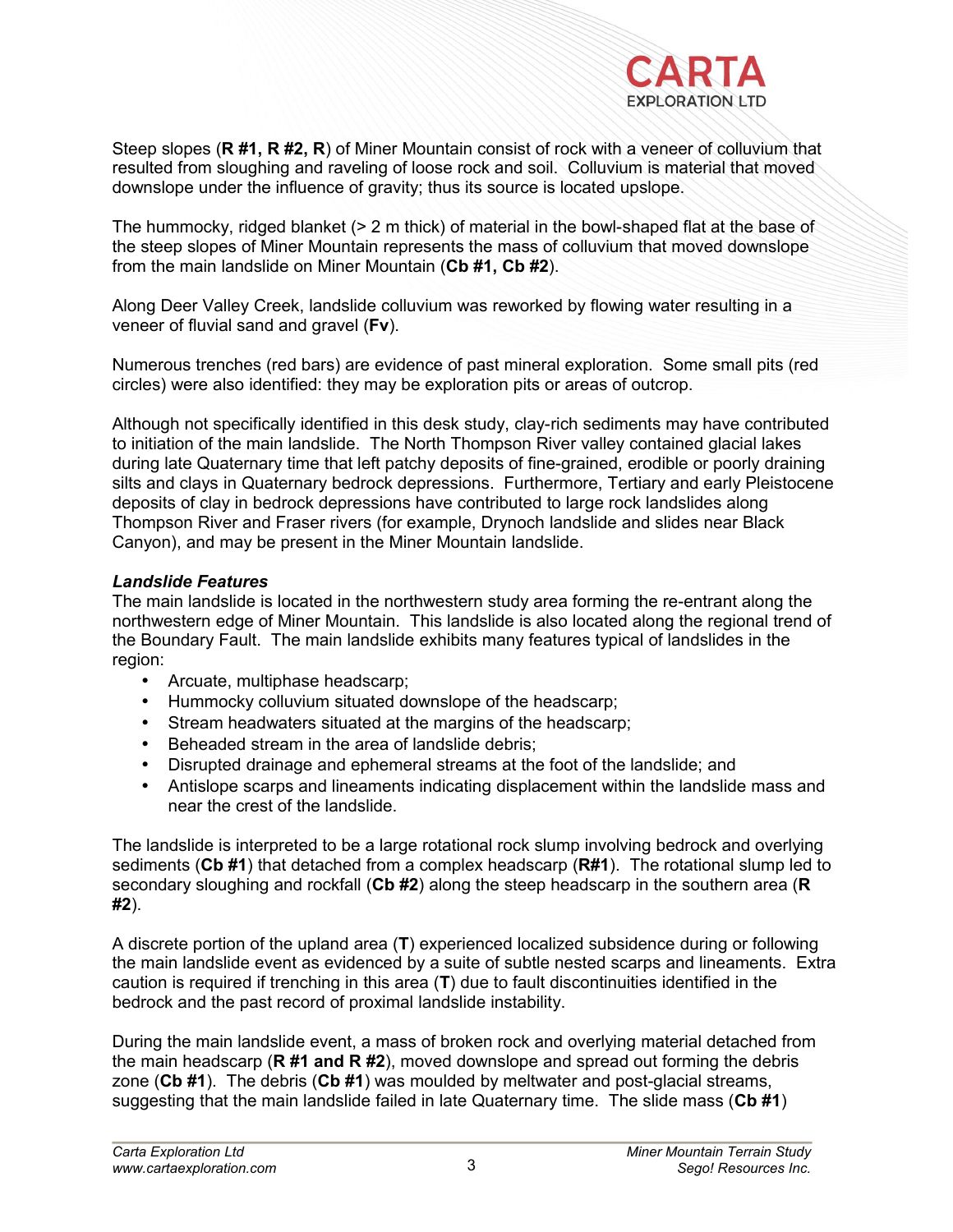Steep slopes (**R #1, R #2, R**) of Miner Mountain consist of rock with a veneer of colluvium that resulted from sloughing and raveling of loose rock and soil. Colluvium is material that moved downslope under the influence of gravity; thus its source is located upslope.

The hummocky, ridged blanket (> 2 m thick) of material in the bowl-shaped flat at the base of the steep slopes of Miner Mountain represents the mass of colluvium that moved downslope from the main landslide on Miner Mountain (**Cb #1, Cb #2**).

Along Deer Valley Creek, landslide colluvium was reworked by flowing water resulting in a veneer of fluvial sand and gravel (**Fv**).

Numerous trenches (red bars) are evidence of past mineral exploration. Some small pits (red circles) were also identified: they may be exploration pits or areas of outcrop.

Although not specifically identified in this desk study, clay-rich sediments may have contributed to initiation of the main landslide. The North Thompson River valley contained glacial lakes during late Quaternary time that left patchy deposits of fine-grained, erodible or poorly draining silts and clays in Quaternary bedrock depressions. Furthermore, Tertiary and early Pleistocene deposits of clay in bedrock depressions have contributed to large rock landslides along Thompson River and Fraser rivers (for example, Drynoch landslide and slides near Black Canyon), and may be present in the Miner Mountain landslide.

***Landslide Features***

The main landslide is located in the northwestern study area forming the re-entrant along the northwestern edge of Miner Mountain. This landslide is also located along the regional trend of the Boundary Fault. The main landslide exhibits many features typical of landslides in the region:

- Arcuate, multiphase headscarp;
- Hummocky colluvium situated downslope of the headscarp;
- Stream headwaters situated at the margins of the headscarp;
- Beheaded stream in the area of landslide debris;
- Disrupted drainage and ephemeral streams at the foot of the landslide; and
- Antislope scarps and lineaments indicating displacement within the landslide mass and near the crest of the landslide.

The landslide is interpreted to be a large rotational rock slump involving bedrock and overlying sediments (**Cb #1**) that detached from a complex headscarp (**R#1**). The rotational slump led to secondary sloughing and rockfall (**Cb #2**) along the steep headscarp in the southern area (**R #2**).

A discrete portion of the upland area (**T**) experienced localized subsidence during or following the main landslide event as evidenced by a suite of subtle nested scarps and lineaments. Extra caution is required if trenching in this area (**T**) due to fault discontinuities identified in the bedrock and the past record of proximal landslide instability.

During the main landslide event, a mass of broken rock and overlying material detached from the main headscarp (**R #1 and R #2**), moved downslope and spread out forming the debris zone (**Cb #1**). The debris (**Cb #1**) was moulded by meltwater and post-glacial streams, suggesting that the main landslide failed in late Quaternary time. The slide mass (**Cb #1**)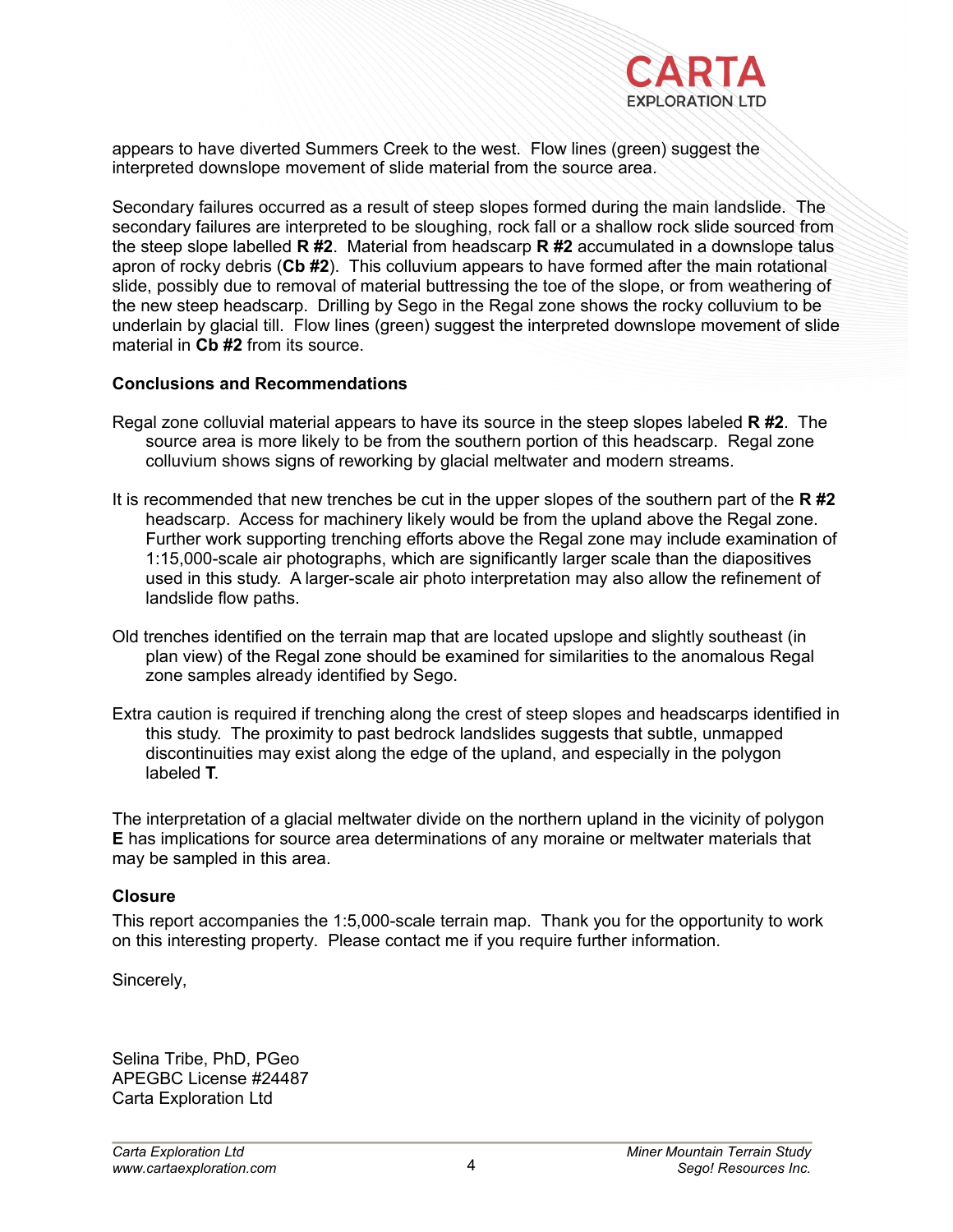appears to have diverted Summers Creek to the west. Flow lines (green) suggest the interpreted downslope movement of slide material from the source area.

Secondary failures occurred as a result of steep slopes formed during the main landslide. The secondary failures are interpreted to be sloughing, rock fall or a shallow rock slide sourced from the steep slope labelled **R #2**. Material from headscarp **R #2** accumulated in a downslope talus apron of rocky debris (**Cb #2**). This colluvium appears to have formed after the main rotational slide, possibly due to removal of material buttressing the toe of the slope, or from weathering of the new steep headscarp. Drilling by Sego in the Regal zone shows the rocky colluvium to be underlain by glacial till. Flow lines (green) suggest the interpreted downslope movement of slide material in **Cb #2** from its source.

**Conclusions and Recommendations**

Regal zone colluvial material appears to have its source in the steep slopes labeled **R #2**. The source area is more likely to be from the southern portion of this headscarp. Regal zone colluvium shows signs of reworking by glacial meltwater and modern streams.

It is recommended that new trenches be cut in the upper slopes of the southern part of the **R #2** headscarp. Access for machinery likely would be from the upland above the Regal zone. Further work supporting trenching efforts above the Regal zone may include examination of 1:15,000-scale air photographs, which are significantly larger scale than the diapositives used in this study. A larger-scale air photo interpretation may also allow the refinement of landslide flow paths.

Old trenches identified on the terrain map that are located upslope and slightly southeast (in plan view) of the Regal zone should be examined for similarities to the anomalous Regal zone samples already identified by Sego.

Extra caution is required if trenching along the crest of steep slopes and headscarps identified in this study. The proximity to past bedrock landslides suggests that subtle, unmapped discontinuities may exist along the edge of the upland, and especially in the polygon labeled **T**.

The interpretation of a glacial meltwater divide on the northern upland in the vicinity of polygon **E** has implications for source area determinations of any moraine or meltwater materials that may be sampled in this area.

**Closure**

This report accompanies the 1:5,000-scale terrain map. Thank you for the opportunity to work on this interesting property. Please contact me if you require further information.

Sincerely,

Selina Tribe, PhD, PGeo
APEGBC License #24487
Carta Exploration Ltd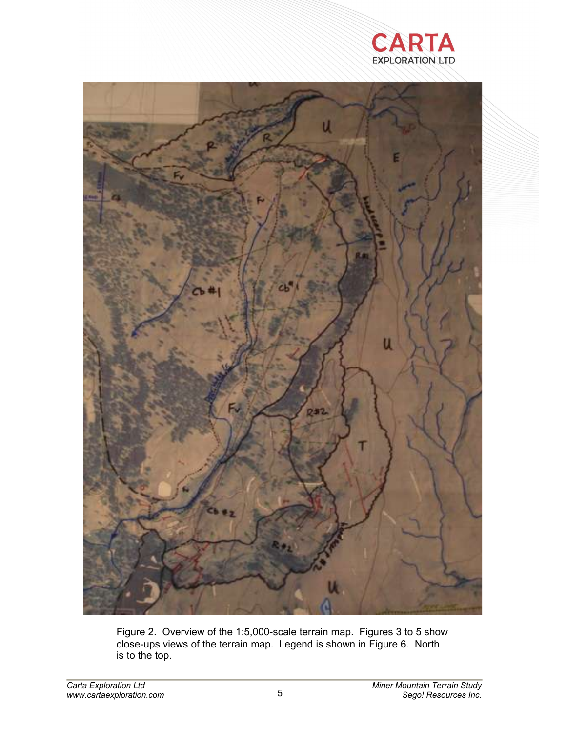Figure 2. Overview of the 1:5,000-scale terrain map. Figures 3 to 5 show close-ups views of the terrain map. Legend is shown in Figure 6. North is to the top.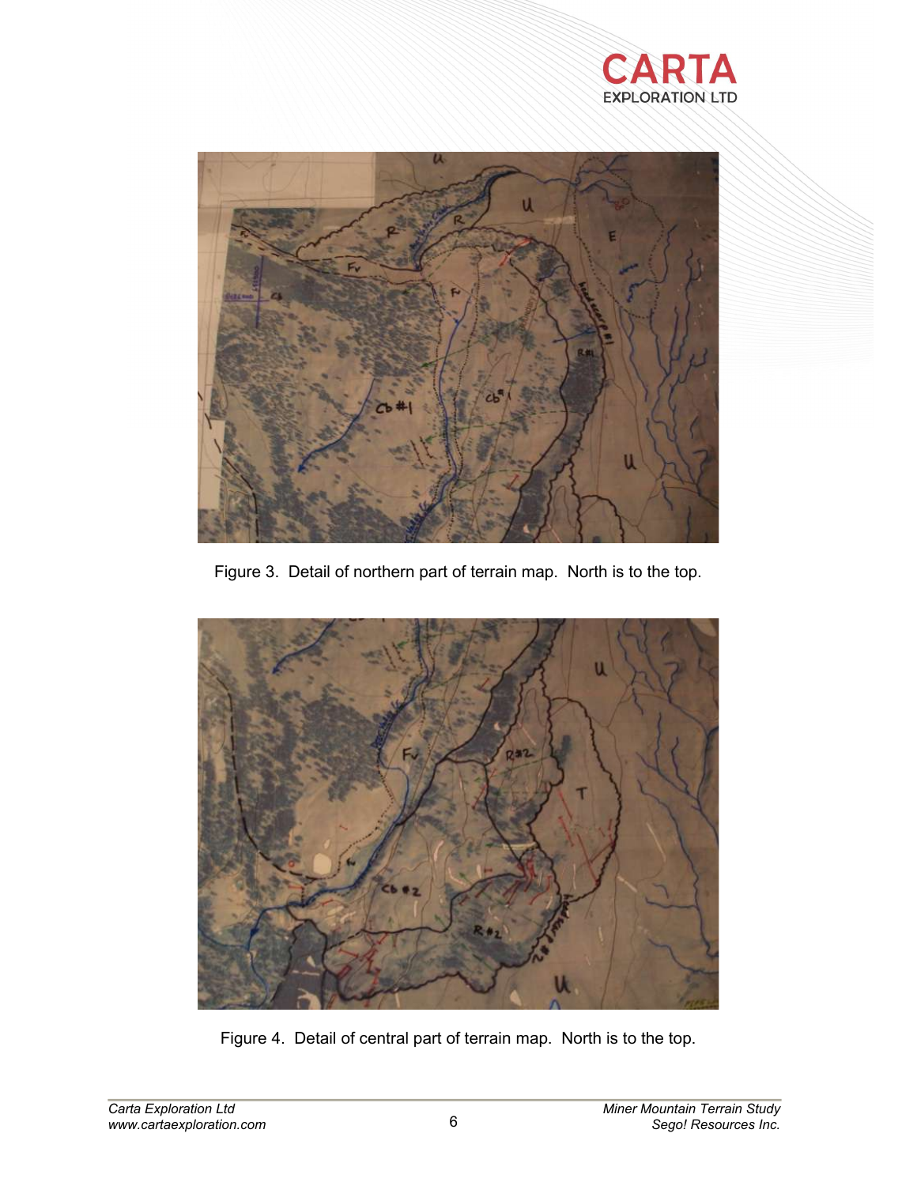Figure 3. Detail of northern part of terrain map. North is to the top.

Figure 4. Detail of central part of terrain map. North is to the top.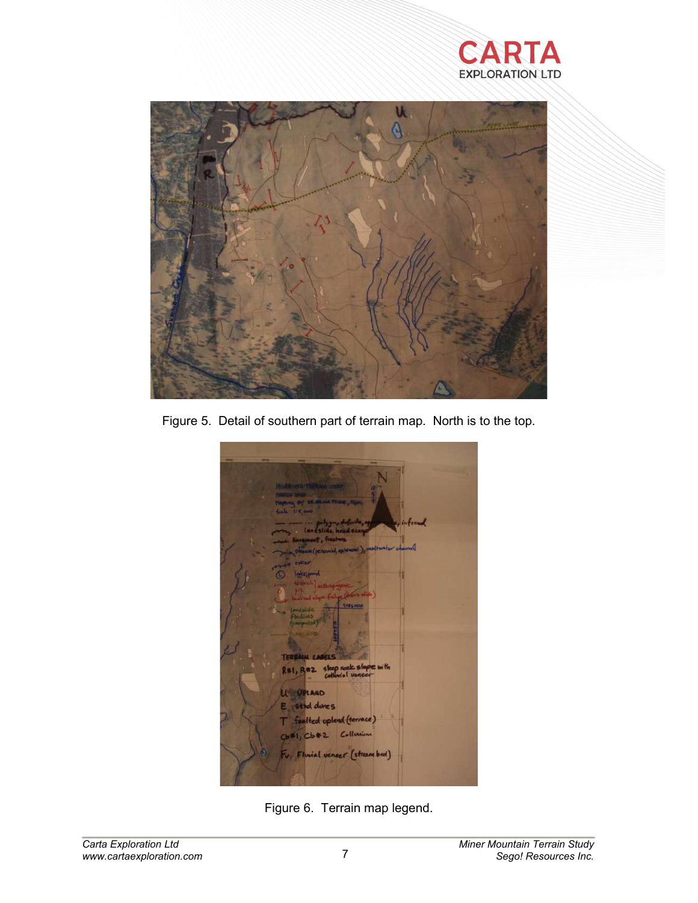Figure 5. Detail of southern part of terrain map. North is to the top.

Figure 6. Terrain map legend.